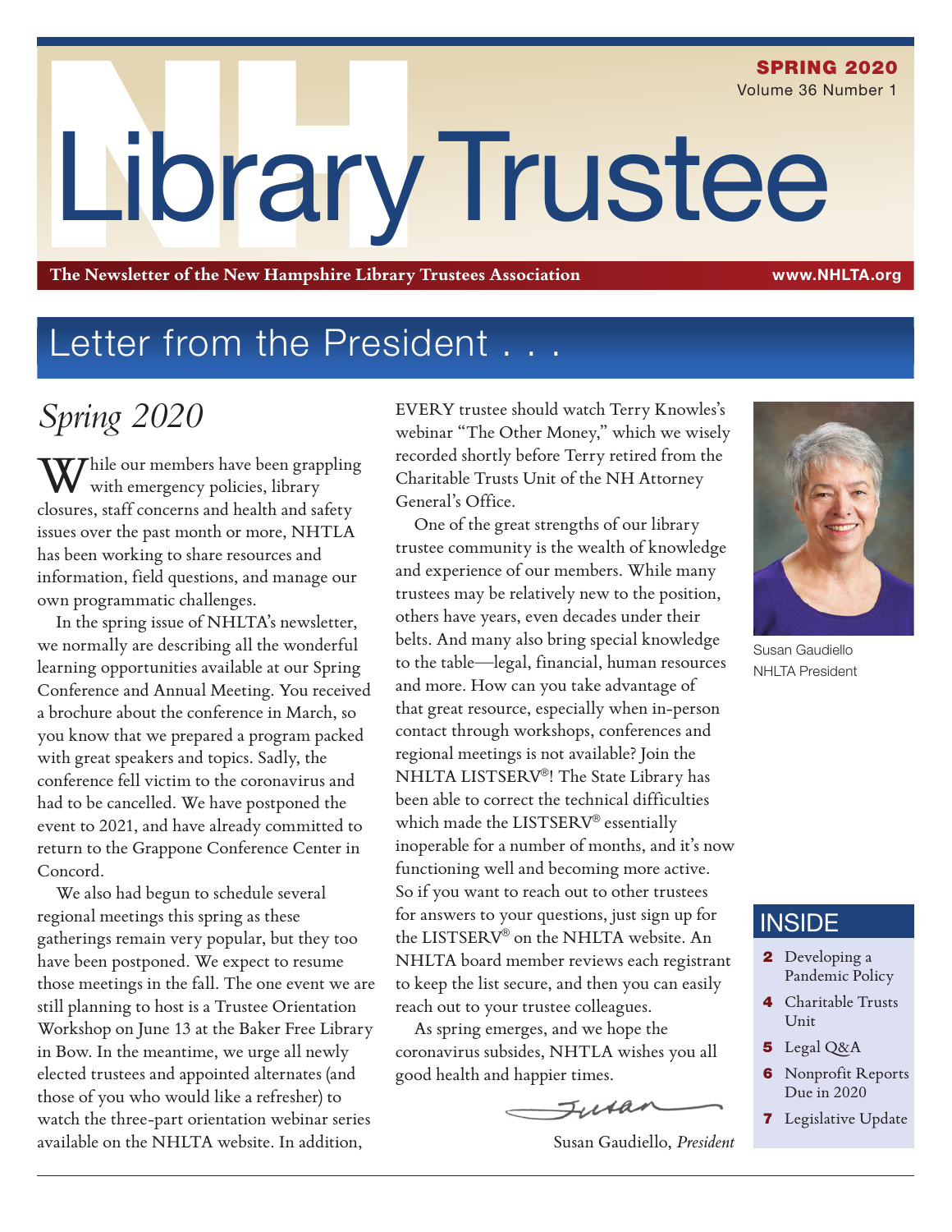# Library Trustee

**SPRING 2020**
Volume 36 Number 1

**The Newsletter of the New Hampshire Library Trustees Association** — **www.NHLTA.org**

## Letter from the President . . .

### *Spring 2020*

While our members have been grappling with emergency policies, library closures, staff concerns and health and safety issues over the past month or more, NHTLA has been working to share resources and information, field questions, and manage our own programmatic challenges.

In the spring issue of NHLTA's newsletter, we normally are describing all the wonderful learning opportunities available at our Spring Conference and Annual Meeting. You received a brochure about the conference in March, so you know that we prepared a program packed with great speakers and topics. Sadly, the conference fell victim to the coronavirus and had to be cancelled. We have postponed the event to 2021, and have already committed to return to the Grappone Conference Center in Concord.

We also had begun to schedule several regional meetings this spring as these gatherings remain very popular, but they too have been postponed. We expect to resume those meetings in the fall. The one event we are still planning to host is a Trustee Orientation Workshop on June 13 at the Baker Free Library in Bow. In the meantime, we urge all newly elected trustees and appointed alternates (and those of you who would like a refresher) to watch the three-part orientation webinar series available on the NHLTA website. In addition, EVERY trustee should watch Terry Knowles's webinar "The Other Money," which we wisely recorded shortly before Terry retired from the Charitable Trusts Unit of the NH Attorney General's Office.

One of the great strengths of our library trustee community is the wealth of knowledge and experience of our members. While many trustees may be relatively new to the position, others have years, even decades under their belts. And many also bring special knowledge to the table—legal, financial, human resources and more. How can you take advantage of that great resource, especially when in-person contact through workshops, conferences and regional meetings is not available? Join the NHLTA LISTSERV®! The State Library has been able to correct the technical difficulties which made the LISTSERV® essentially inoperable for a number of months, and it's now functioning well and becoming more active. So if you want to reach out to other trustees for answers to your questions, just sign up for the LISTSERV® on the NHLTA website. An NHLTA board member reviews each registrant to keep the list secure, and then you can easily reach out to your trustee colleagues.

As spring emerges, and we hope the coronavirus subsides, NHTLA wishes you all good health and happier times.

Susan

Susan Gaudiello, *President*

Susan Gaudiello
NHLTA President

## INSIDE

- **2** Developing a Pandemic Policy
- **4** Charitable Trusts Unit
- **5** Legal Q&A
- **6** Nonprofit Reports Due in 2020
- **7** Legislative Update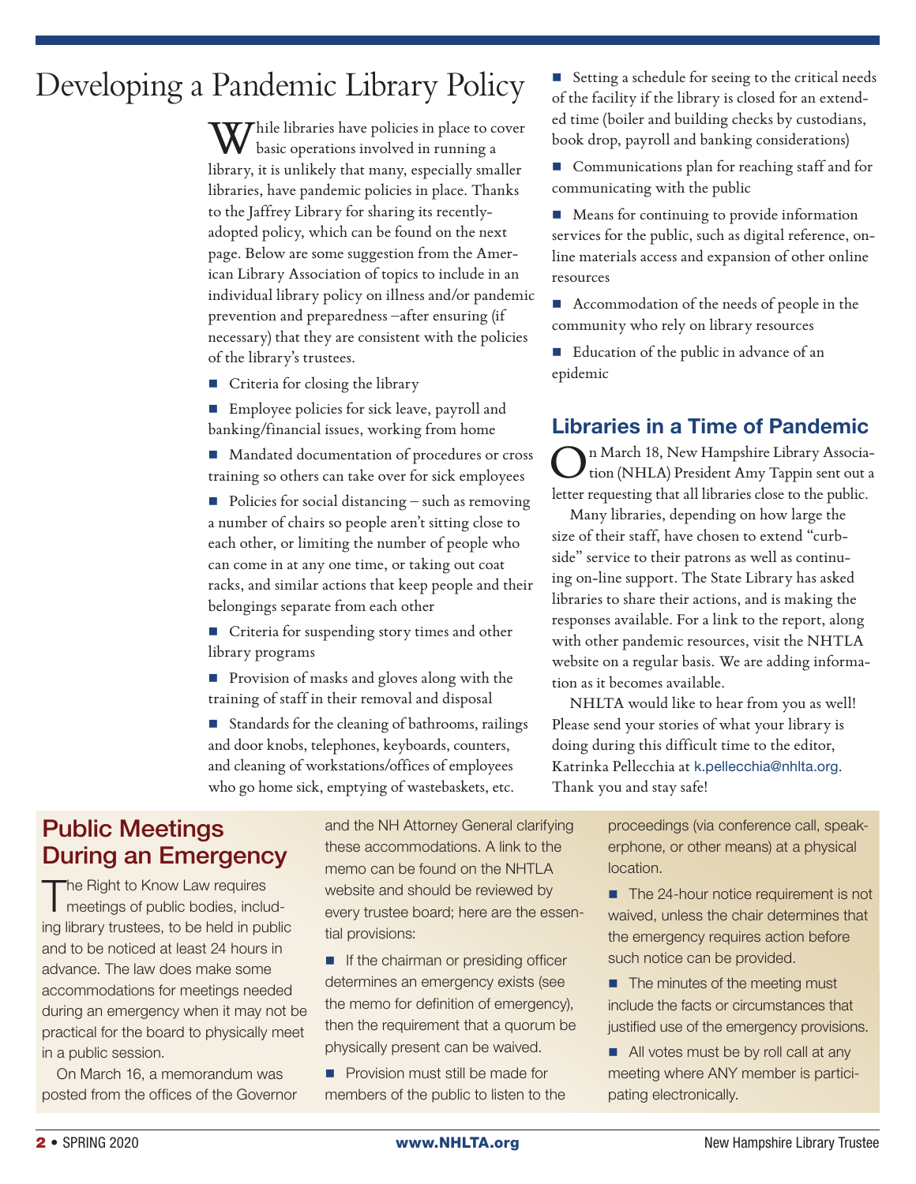# Developing a Pandemic Library Policy

While libraries have policies in place to cover basic operations involved in running a library, it is unlikely that many, especially smaller libraries, have pandemic policies in place. Thanks to the Jaffrey Library for sharing its recently-adopted policy, which can be found on the next page. Below are some suggestion from the American Library Association of topics to include in an individual library policy on illness and/or pandemic prevention and preparedness –after ensuring (if necessary) that they are consistent with the policies of the library's trustees.

- Criteria for closing the library
- Employee policies for sick leave, payroll and banking/financial issues, working from home
- Mandated documentation of procedures or cross training so others can take over for sick employees
- Policies for social distancing – such as removing a number of chairs so people aren't sitting close to each other, or limiting the number of people who can come in at any one time, or taking out coat racks, and similar actions that keep people and their belongings separate from each other
- Criteria for suspending story times and other library programs
- Provision of masks and gloves along with the training of staff in their removal and disposal
- Standards for the cleaning of bathrooms, railings and door knobs, telephones, keyboards, counters, and cleaning of workstations/offices of employees who go home sick, emptying of wastebaskets, etc.
- Setting a schedule for seeing to the critical needs of the facility if the library is closed for an extended time (boiler and building checks by custodians, book drop, payroll and banking considerations)
- Communications plan for reaching staff and for communicating with the public
- Means for continuing to provide information services for the public, such as digital reference, online materials access and expansion of other online resources
- Accommodation of the needs of people in the community who rely on library resources
- Education of the public in advance of an epidemic

## Libraries in a Time of Pandemic

On March 18, New Hampshire Library Association (NHLA) President Amy Tappin sent out a letter requesting that all libraries close to the public.

Many libraries, depending on how large the size of their staff, have chosen to extend "curbside" service to their patrons as well as continuing on-line support. The State Library has asked libraries to share their actions, and is making the responses available. For a link to the report, along with other pandemic resources, visit the NHTLA website on a regular basis. We are adding information as it becomes available.

NHLTA would like to hear from you as well! Please send your stories of what your library is doing during this difficult time to the editor, Katrinka Pellecchia at k.pellecchia@nhlta.org. Thank you and stay safe!

## Public Meetings During an Emergency

The Right to Know Law requires meetings of public bodies, including library trustees, to be held in public and to be noticed at least 24 hours in advance. The law does make some accommodations for meetings needed during an emergency when it may not be practical for the board to physically meet in a public session.

On March 16, a memorandum was posted from the offices of the Governor and the NH Attorney General clarifying these accommodations. A link to the memo can be found on the NHTLA website and should be reviewed by every trustee board; here are the essential provisions:

- If the chairman or presiding officer determines an emergency exists (see the memo for definition of emergency), then the requirement that a quorum be physically present can be waived.
- Provision must still be made for members of the public to listen to the proceedings (via conference call, speakerphone, or other means) at a physical location.
- The 24-hour notice requirement is not waived, unless the chair determines that the emergency requires action before such notice can be provided.
- The minutes of the meeting must include the facts or circumstances that justified use of the emergency provisions.
- All votes must be by roll call at any meeting where ANY member is participating electronically.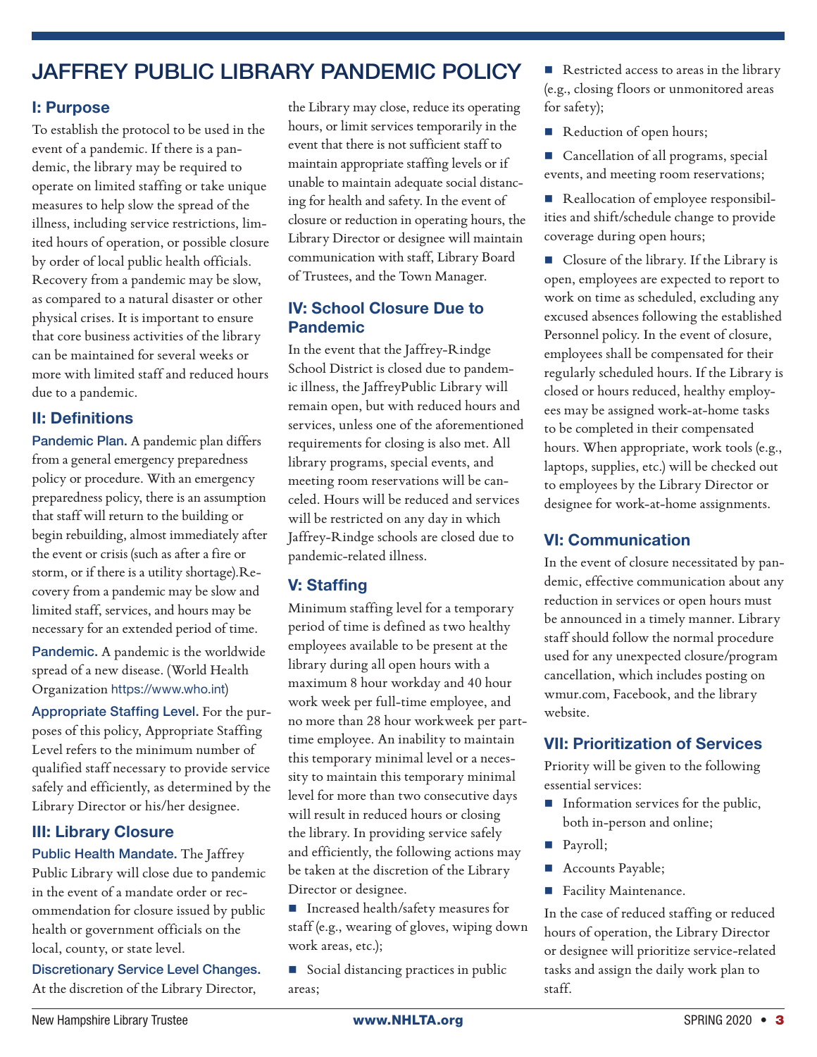# JAFFREY PUBLIC LIBRARY PANDEMIC POLICY

## I: Purpose

To establish the protocol to be used in the event of a pandemic. If there is a pandemic, the library may be required to operate on limited staffing or take unique measures to help slow the spread of the illness, including service restrictions, limited hours of operation, or possible closure by order of local public health officials. Recovery from a pandemic may be slow, as compared to a natural disaster or other physical crises. It is important to ensure that core business activities of the library can be maintained for several weeks or more with limited staff and reduced hours due to a pandemic.

## II: Definitions

**Pandemic Plan.** A pandemic plan differs from a general emergency preparedness policy or procedure. With an emergency preparedness policy, there is an assumption that staff will return to the building or begin rebuilding, almost immediately after the event or crisis (such as after a fire or storm, or if there is a utility shortage).Recovery from a pandemic may be slow and limited staff, services, and hours may be necessary for an extended period of time.

**Pandemic.** A pandemic is the worldwide spread of a new disease. (World Health Organization https://www.who.int)

**Appropriate Staffing Level.** For the purposes of this policy, Appropriate Staffing Level refers to the minimum number of qualified staff necessary to provide service safely and efficiently, as determined by the Library Director or his/her designee.

## III: Library Closure

**Public Health Mandate.** The Jaffrey Public Library will close due to pandemic in the event of a mandate order or recommendation for closure issued by public health or government officials on the local, county, or state level.

**Discretionary Service Level Changes.** At the discretion of the Library Director, the Library may close, reduce its operating hours, or limit services temporarily in the event that there is not sufficient staff to maintain appropriate staffing levels or if unable to maintain adequate social distancing for health and safety. In the event of closure or reduction in operating hours, the Library Director or designee will maintain communication with staff, Library Board of Trustees, and the Town Manager.

## IV: School Closure Due to Pandemic

In the event that the Jaffrey-Rindge School District is closed due to pandemic illness, the JaffreyPublic Library will remain open, but with reduced hours and services, unless one of the aforementioned requirements for closing is also met. All library programs, special events, and meeting room reservations will be canceled. Hours will be reduced and services will be restricted on any day in which Jaffrey-Rindge schools are closed due to pandemic-related illness.

## V: Staffing

Minimum staffing level for a temporary period of time is defined as two healthy employees available to be present at the library during all open hours with a maximum 8 hour workday and 40 hour work week per full-time employee, and no more than 28 hour workweek per part-time employee. An inability to maintain this temporary minimal level or a necessity to maintain this temporary minimal level for more than two consecutive days will result in reduced hours or closing the library. In providing service safely and efficiently, the following actions may be taken at the discretion of the Library Director or designee.

- Increased health/safety measures for staff (e.g., wearing of gloves, wiping down work areas, etc.);
- Social distancing practices in public areas;
- Restricted access to areas in the library (e.g., closing floors or unmonitored areas for safety);
- Reduction of open hours;
- Cancellation of all programs, special events, and meeting room reservations;
- Reallocation of employee responsibilities and shift/schedule change to provide coverage during open hours;
- Closure of the library. If the Library is open, employees are expected to report to work on time as scheduled, excluding any excused absences following the established Personnel policy. In the event of closure, employees shall be compensated for their regularly scheduled hours. If the Library is closed or hours reduced, healthy employees may be assigned work-at-home tasks to be completed in their compensated hours. When appropriate, work tools (e.g., laptops, supplies, etc.) will be checked out to employees by the Library Director or designee for work-at-home assignments.

## VI: Communication

In the event of closure necessitated by pandemic, effective communication about any reduction in services or open hours must be announced in a timely manner. Library staff should follow the normal procedure used for any unexpected closure/program cancellation, which includes posting on wmur.com, Facebook, and the library website.

## VII: Prioritization of Services

Priority will be given to the following essential services:

- Information services for the public, both in-person and online;
- Payroll;
- Accounts Payable;
- Facility Maintenance.

In the case of reduced staffing or reduced hours of operation, the Library Director or designee will prioritize service-related tasks and assign the daily work plan to staff.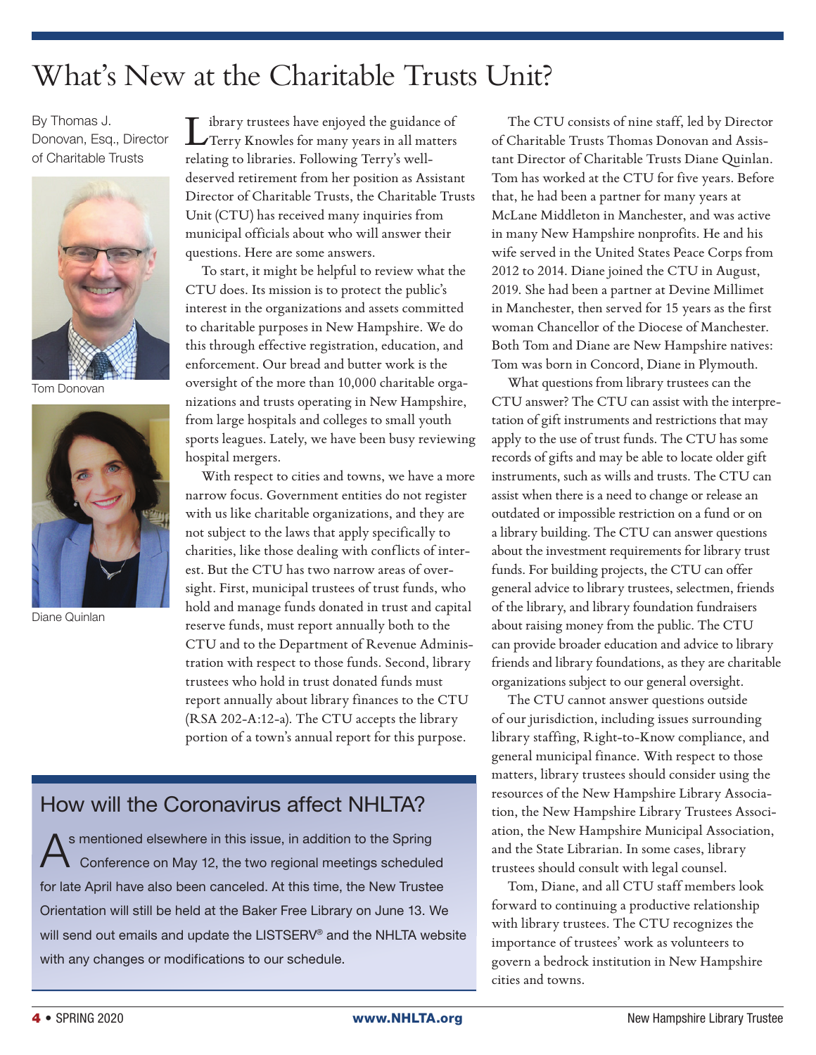# What's New at the Charitable Trusts Unit?

By Thomas J. Donovan, Esq., Director of Charitable Trusts

Tom Donovan

Diane Quinlan

Library trustees have enjoyed the guidance of Terry Knowles for many years in all matters relating to libraries. Following Terry's well-deserved retirement from her position as Assistant Director of Charitable Trusts, the Charitable Trusts Unit (CTU) has received many inquiries from municipal officials about who will answer their questions. Here are some answers.

To start, it might be helpful to review what the CTU does. Its mission is to protect the public's interest in the organizations and assets committed to charitable purposes in New Hampshire. We do this through effective registration, education, and enforcement. Our bread and butter work is the oversight of the more than 10,000 charitable organizations and trusts operating in New Hampshire, from large hospitals and colleges to small youth sports leagues. Lately, we have been busy reviewing hospital mergers.

With respect to cities and towns, we have a more narrow focus. Government entities do not register with us like charitable organizations, and they are not subject to the laws that apply specifically to charities, like those dealing with conflicts of interest. But the CTU has two narrow areas of oversight. First, municipal trustees of trust funds, who hold and manage funds donated in trust and capital reserve funds, must report annually both to the CTU and to the Department of Revenue Administration with respect to those funds. Second, library trustees who hold in trust donated funds must report annually about library finances to the CTU (RSA 202-A:12-a). The CTU accepts the library portion of a town's annual report for this purpose.

The CTU consists of nine staff, led by Director of Charitable Trusts Thomas Donovan and Assistant Director of Charitable Trusts Diane Quinlan. Tom has worked at the CTU for five years. Before that, he had been a partner for many years at McLane Middleton in Manchester, and was active in many New Hampshire nonprofits. He and his wife served in the United States Peace Corps from 2012 to 2014. Diane joined the CTU in August, 2019. She had been a partner at Devine Millimet in Manchester, then served for 15 years as the first woman Chancellor of the Diocese of Manchester. Both Tom and Diane are New Hampshire natives: Tom was born in Concord, Diane in Plymouth.

What questions from library trustees can the CTU answer? The CTU can assist with the interpretation of gift instruments and restrictions that may apply to the use of trust funds. The CTU has some records of gifts and may be able to locate older gift instruments, such as wills and trusts. The CTU can assist when there is a need to change or release an outdated or impossible restriction on a fund or on a library building. The CTU can answer questions about the investment requirements for library trust funds. For building projects, the CTU can offer general advice to library trustees, selectmen, friends of the library, and library foundation fundraisers about raising money from the public. The CTU can provide broader education and advice to library friends and library foundations, as they are charitable organizations subject to our general oversight.

The CTU cannot answer questions outside of our jurisdiction, including issues surrounding library staffing, Right-to-Know compliance, and general municipal finance. With respect to those matters, library trustees should consider using the resources of the New Hampshire Library Association, the New Hampshire Library Trustees Association, the New Hampshire Municipal Association, and the State Librarian. In some cases, library trustees should consult with legal counsel.

Tom, Diane, and all CTU staff members look forward to continuing a productive relationship with library trustees. The CTU recognizes the importance of trustees' work as volunteers to govern a bedrock institution in New Hampshire cities and towns.

## How will the Coronavirus affect NHLTA?

As mentioned elsewhere in this issue, in addition to the Spring Conference on May 12, the two regional meetings scheduled for late April have also been canceled. At this time, the New Trustee Orientation will still be held at the Baker Free Library on June 13. We will send out emails and update the LISTSERV® and the NHLTA website with any changes or modifications to our schedule.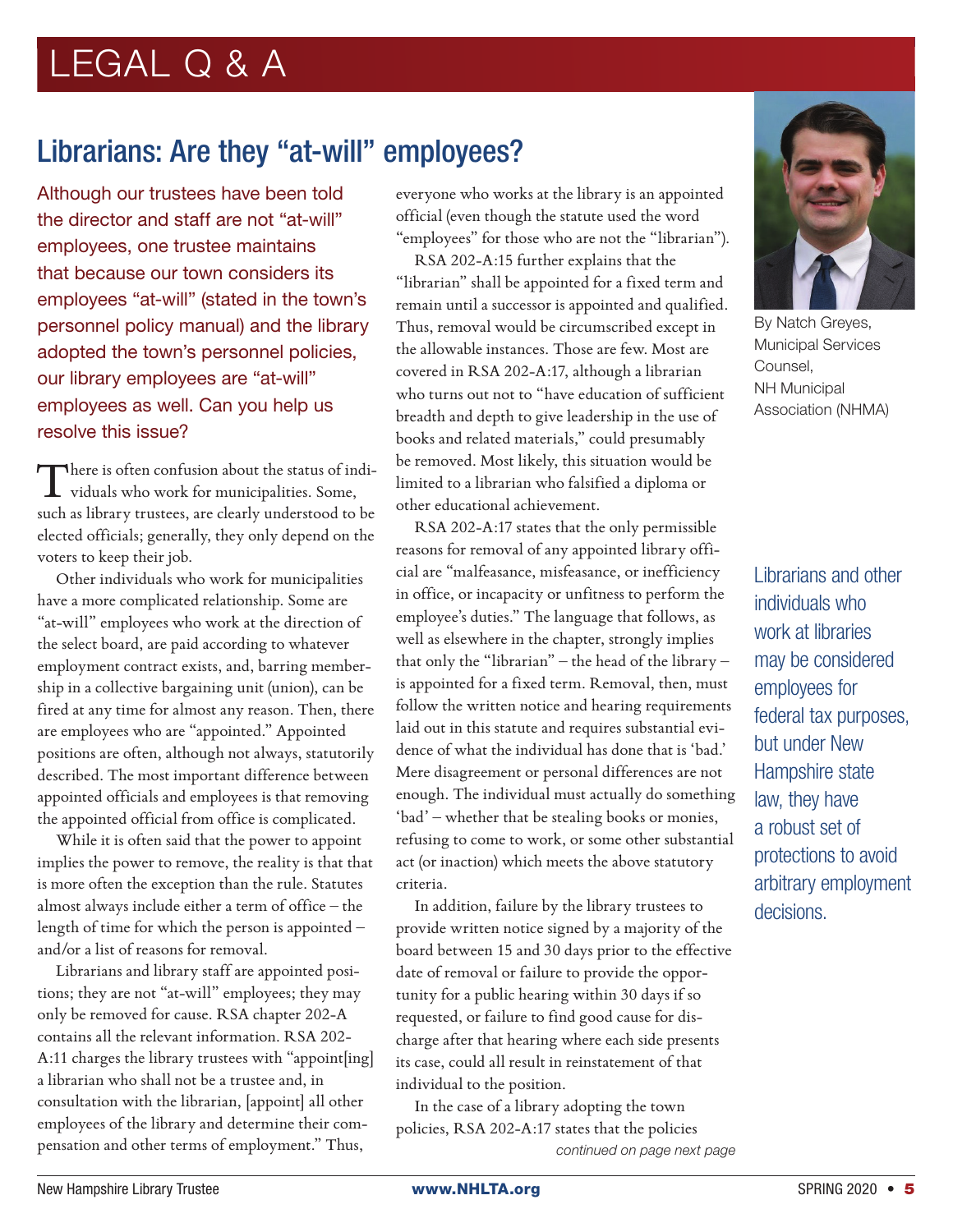# LEGAL Q & A

## Librarians: Are they "at-will" employees?

By Natch Greyes, Municipal Services Counsel, NH Municipal Association (NHMA)

**Although our trustees have been told the director and staff are not "at-will" employees, one trustee maintains that because our town considers its employees "at-will" (stated in the town's personnel policy manual) and the library adopted the town's personnel policies, our library employees are "at-will" employees as well. Can you help us resolve this issue?**

There is often confusion about the status of individuals who work for municipalities. Some, such as library trustees, are clearly understood to be elected officials; generally, they only depend on the voters to keep their job.

Other individuals who work for municipalities have a more complicated relationship. Some are "at-will" employees who work at the direction of the select board, are paid according to whatever employment contract exists, and, barring membership in a collective bargaining unit (union), can be fired at any time for almost any reason. Then, there are employees who are "appointed." Appointed positions are often, although not always, statutorily described. The most important difference between appointed officials and employees is that removing the appointed official from office is complicated.

While it is often said that the power to appoint implies the power to remove, the reality is that that is more often the exception than the rule. Statutes almost always include either a term of office – the length of time for which the person is appointed – and/or a list of reasons for removal.

Librarians and library staff are appointed positions; they are not "at-will" employees; they may only be removed for cause. RSA chapter 202-A contains all the relevant information. RSA 202-A:11 charges the library trustees with "appoint[ing] a librarian who shall not be a trustee and, in consultation with the librarian, [appoint] all other employees of the library and determine their compensation and other terms of employment." Thus, everyone who works at the library is an appointed official (even though the statute used the word "employees" for those who are not the "librarian").

RSA 202-A:15 further explains that the "librarian" shall be appointed for a fixed term and remain until a successor is appointed and qualified. Thus, removal would be circumscribed except in the allowable instances. Those are few. Most are covered in RSA 202-A:17, although a librarian who turns out not to "have education of sufficient breadth and depth to give leadership in the use of books and related materials," could presumably be removed. Most likely, this situation would be limited to a librarian who falsified a diploma or other educational achievement.

RSA 202-A:17 states that the only permissible reasons for removal of any appointed library official are "malfeasance, misfeasance, or inefficiency in office, or incapacity or unfitness to perform the employee's duties." The language that follows, as well as elsewhere in the chapter, strongly implies that only the "librarian" – the head of the library – is appointed for a fixed term. Removal, then, must follow the written notice and hearing requirements laid out in this statute and requires substantial evidence of what the individual has done that is 'bad.' Mere disagreement or personal differences are not enough. The individual must actually do something 'bad' – whether that be stealing books or monies, refusing to come to work, or some other substantial act (or inaction) which meets the above statutory criteria.

> Librarians and other individuals who work at libraries may be considered employees for federal tax purposes, but under New Hampshire state law, they have a robust set of protections to avoid arbitrary employment decisions.

In addition, failure by the library trustees to provide written notice signed by a majority of the board between 15 and 30 days prior to the effective date of removal or failure to provide the opportunity for a public hearing within 30 days if so requested, or failure to find good cause for discharge after that hearing where each side presents its case, could all result in reinstatement of that individual to the position.

In the case of a library adopting the town policies, RSA 202-A:17 states that the policies

*continued on page next page*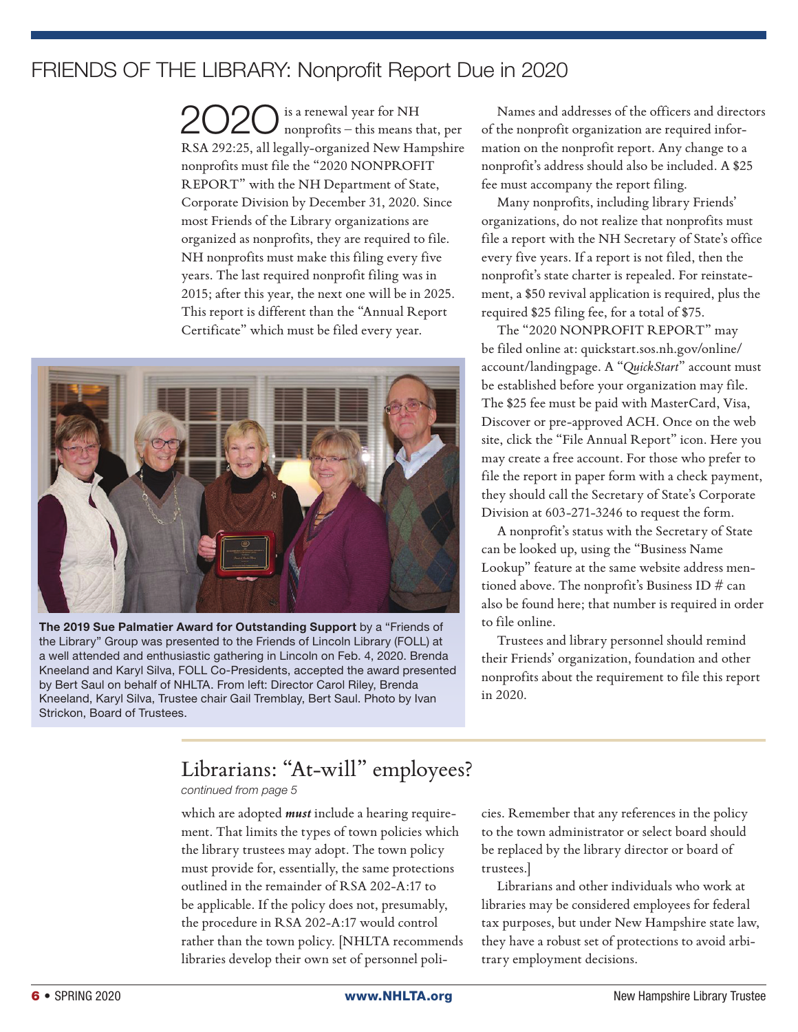# FRIENDS OF THE LIBRARY: Nonprofit Report Due in 2020

2020 is a renewal year for NH nonprofits – this means that, per RSA 292:25, all legally-organized New Hampshire nonprofits must file the "2020 NONPROFIT REPORT" with the NH Department of State, Corporate Division by December 31, 2020. Since most Friends of the Library organizations are organized as nonprofits, they are required to file. NH nonprofits must make this filing every five years. The last required nonprofit filing was in 2015; after this year, the next one will be in 2025. This report is different than the "Annual Report Certificate" which must be filed every year.

**The 2019 Sue Palmatier Award for Outstanding Support** by a "Friends of the Library" Group was presented to the Friends of Lincoln Library (FOLL) at a well attended and enthusiastic gathering in Lincoln on Feb. 4, 2020. Brenda Kneeland and Karyl Silva, FOLL Co-Presidents, accepted the award presented by Bert Saul on behalf of NHLTA. From left: Director Carol Riley, Brenda Kneeland, Karyl Silva, Trustee chair Gail Tremblay, Bert Saul. Photo by Ivan Strickon, Board of Trustees.

Names and addresses of the officers and directors of the nonprofit organization are required information on the nonprofit report. Any change to a nonprofit's address should also be included. A $25 fee must accompany the report filing.

Many nonprofits, including library Friends' organizations, do not realize that nonprofits must file a report with the NH Secretary of State's office every five years. If a report is not filed, then the nonprofit's state charter is repealed. For reinstatement, a $50 revival application is required, plus the required $25 filing fee, for a total of $75.

The "2020 NONPROFIT REPORT" may be filed online at: quickstart.sos.nh.gov/online/account/landingpage. A "*QuickStart*" account must be established before your organization may file. The $25 fee must be paid with MasterCard, Visa, Discover or pre-approved ACH. Once on the web site, click the "File Annual Report" icon. Here you may create a free account. For those who prefer to file the report in paper form with a check payment, they should call the Secretary of State's Corporate Division at 603-271-3246 to request the form.

A nonprofit's status with the Secretary of State can be looked up, using the "Business Name Lookup" feature at the same website address mentioned above. The nonprofit's Business ID # can also be found here; that number is required in order to file online.

Trustees and library personnel should remind their Friends' organization, foundation and other nonprofits about the requirement to file this report in 2020.

## Librarians: "At-will" employees?

*continued from page 5*

which are adopted ***must*** include a hearing requirement. That limits the types of town policies which the library trustees may adopt. The town policy must provide for, essentially, the same protections outlined in the remainder of RSA 202-A:17 to be applicable. If the policy does not, presumably, the procedure in RSA 202-A:17 would control rather than the town policy. [NHLTA recommends libraries develop their own set of personnel policies. Remember that any references in the policy to the town administrator or select board should be replaced by the library director or board of trustees.]

Librarians and other individuals who work at libraries may be considered employees for federal tax purposes, but under New Hampshire state law, they have a robust set of protections to avoid arbitrary employment decisions.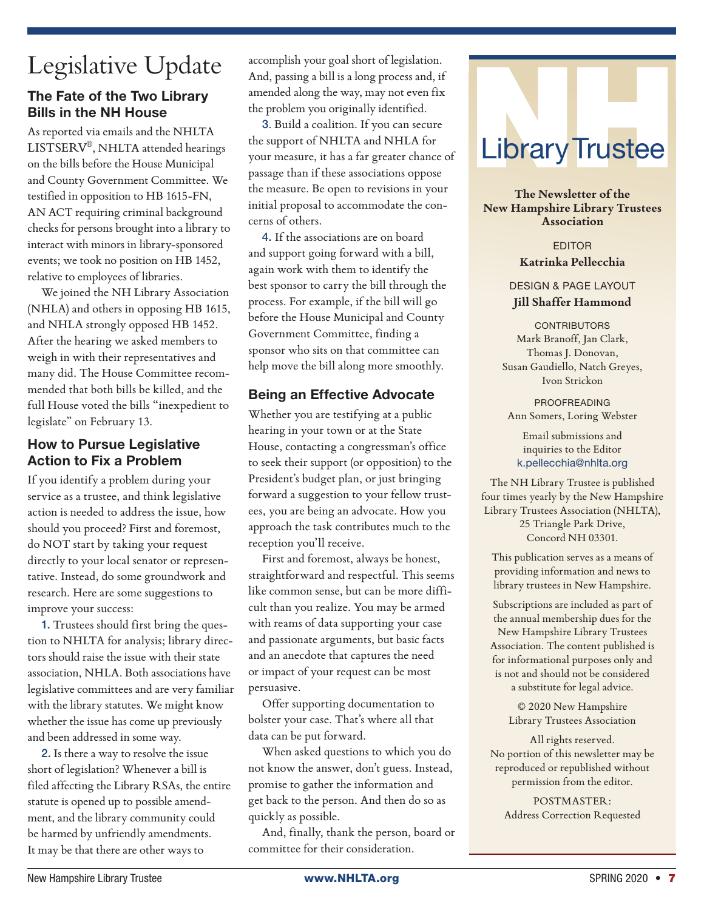# Legislative Update

## The Fate of the Two Library Bills in the NH House

As reported via emails and the NHLTA LISTSERV®, NHLTA attended hearings on the bills before the House Municipal and County Government Committee. We testified in opposition to HB 1615-FN, AN ACT requiring criminal background checks for persons brought into a library to interact with minors in library-sponsored events; we took no position on HB 1452, relative to employees of libraries.

We joined the NH Library Association (NHLA) and others in opposing HB 1615, and NHLA strongly opposed HB 1452. After the hearing we asked members to weigh in with their representatives and many did. The House Committee recommended that both bills be killed, and the full House voted the bills "inexpedient to legislate" on February 13.

## How to Pursue Legislative Action to Fix a Problem

If you identify a problem during your service as a trustee, and think legislative action is needed to address the issue, how should you proceed? First and foremost, do NOT start by taking your request directly to your local senator or representative. Instead, do some groundwork and research. Here are some suggestions to improve your success:

**1.** Trustees should first bring the question to NHLTA for analysis; library directors should raise the issue with their state association, NHLA. Both associations have legislative committees and are very familiar with the library statutes. We might know whether the issue has come up previously and been addressed in some way.

**2.** Is there a way to resolve the issue short of legislation? Whenever a bill is filed affecting the Library RSAs, the entire statute is opened up to possible amendment, and the library community could be harmed by unfriendly amendments. It may be that there are other ways to accomplish your goal short of legislation. And, passing a bill is a long process and, if amended along the way, may not even fix the problem you originally identified.

**3.** Build a coalition. If you can secure the support of NHLTA and NHLA for your measure, it has a far greater chance of passage than if these associations oppose the measure. Be open to revisions in your initial proposal to accommodate the concerns of others.

**4.** If the associations are on board and support going forward with a bill, again work with them to identify the best sponsor to carry the bill through the process. For example, if the bill will go before the House Municipal and County Government Committee, finding a sponsor who sits on that committee can help move the bill along more smoothly.

## Being an Effective Advocate

Whether you are testifying at a public hearing in your town or at the State House, contacting a congressman's office to seek their support (or opposition) to the President's budget plan, or just bringing forward a suggestion to your fellow trustees, you are being an advocate. How you approach the task contributes much to the reception you'll receive.

First and foremost, always be honest, straightforward and respectful. This seems like common sense, but can be more difficult than you realize. You may be armed with reams of data supporting your case and passionate arguments, but basic facts and an anecdote that captures the need or impact of your request can be most persuasive.

Offer supporting documentation to bolster your case. That's where all that data can be put forward.

When asked questions to which you do not know the answer, don't guess. Instead, promise to gather the information and get back to the person. And then do so as quickly as possible.

And, finally, thank the person, board or committee for their consideration.

---

# NH Library Trustee

**The Newsletter of the New Hampshire Library Trustees Association**

EDITOR
**Katrinka Pellecchia**

DESIGN & PAGE LAYOUT
**Jill Shaffer Hammond**

CONTRIBUTORS
Mark Branoff, Jan Clark, Thomas J. Donovan, Susan Gaudiello, Natch Greyes, Ivon Strickon

PROOFREADING
Ann Somers, Loring Webster

Email submissions and inquiries to the Editor
k.pellecchia@nhlta.org

The NH Library Trustee is published four times yearly by the New Hampshire Library Trustees Association (NHLTA), 25 Triangle Park Drive, Concord NH 03301.

This publication serves as a means of providing information and news to library trustees in New Hampshire.

Subscriptions are included as part of the annual membership dues for the New Hampshire Library Trustees Association. The content published is for informational purposes only and is not and should not be considered a substitute for legal advice.

© 2020 New Hampshire Library Trustees Association

All rights reserved. No portion of this newsletter may be reproduced or republished without permission from the editor.

POSTMASTER: Address Correction Requested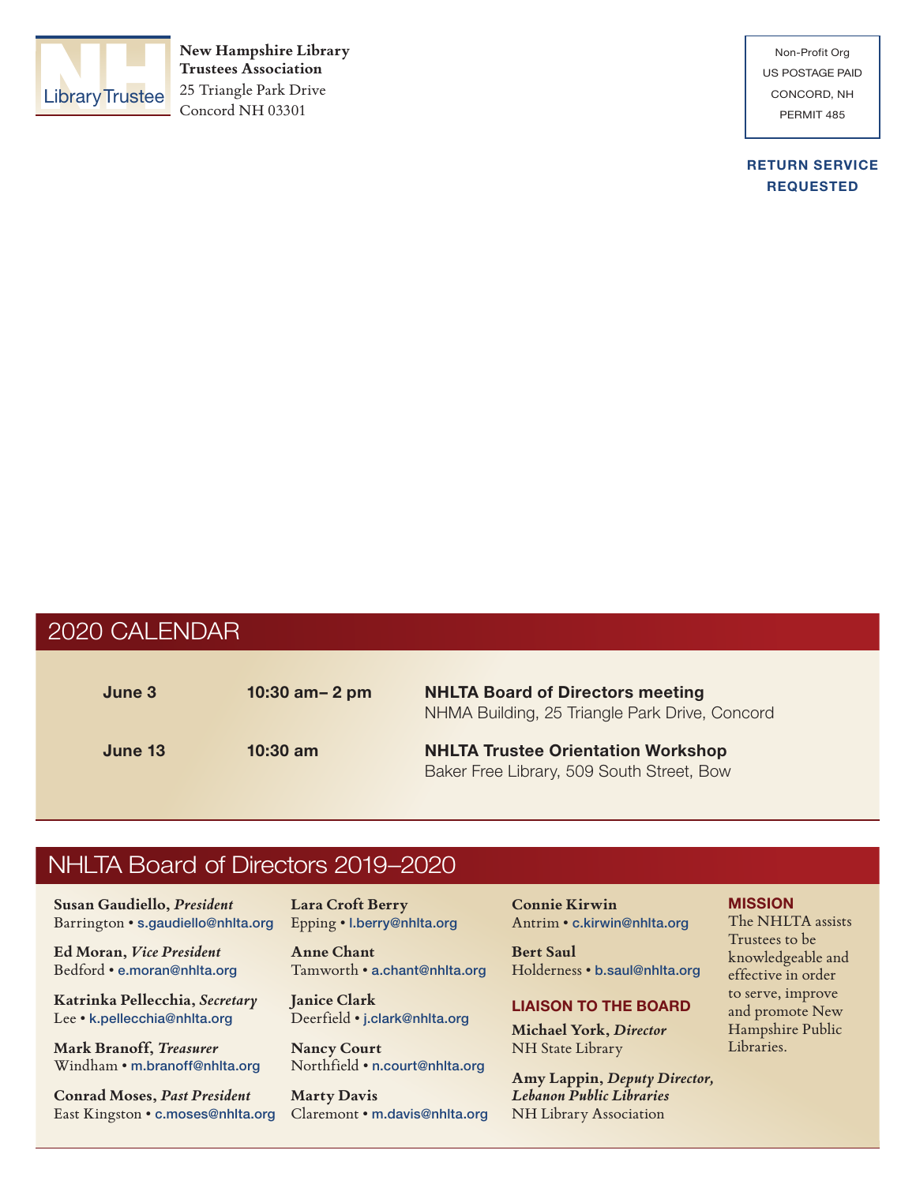NH Library Trustee

**New Hampshire Library Trustees Association**
25 Triangle Park Drive
Concord NH 03301

Non-Profit Org
US POSTAGE PAID
CONCORD, NH
PERMIT 485

**RETURN SERVICE REQUESTED**

## 2020 CALENDAR

| | | |
|---|---|---|
| **June 3** | **10:30 am– 2 pm** | **NHLTA Board of Directors meeting**<br>NHMA Building, 25 Triangle Park Drive, Concord |
| **June 13** | **10:30 am** | **NHLTA Trustee Orientation Workshop**<br>Baker Free Library, 509 South Street, Bow |

## NHLTA Board of Directors 2019–2020

**Susan Gaudiello,** ***President***
Barrington • s.gaudiello@nhlta.org

**Ed Moran,** ***Vice President***
Bedford • e.moran@nhlta.org

**Katrinka Pellecchia,** ***Secretary***
Lee • k.pellecchia@nhlta.org

**Mark Branoff,** ***Treasurer***
Windham • m.branoff@nhlta.org

**Conrad Moses,** ***Past President***
East Kingston • c.moses@nhlta.org

**Lara Croft Berry**
Epping • l.berry@nhlta.org

**Anne Chant**
Tamworth • a.chant@nhlta.org

**Janice Clark**
Deerfield • j.clark@nhlta.org

**Nancy Court**
Northfield • n.court@nhlta.org

**Marty Davis**
Claremont • m.davis@nhlta.org

**Connie Kirwin**
Antrim • c.kirwin@nhlta.org

**Bert Saul**
Holderness • b.saul@nhlta.org

### LIAISON TO THE BOARD

**Michael York,** ***Director***
NH State Library

**Amy Lappin,** ***Deputy Director, Lebanon Public Libraries***
NH Library Association

### MISSION

The NHLTA assists Trustees to be knowledgeable and effective in order to serve, improve and promote New Hampshire Public Libraries.